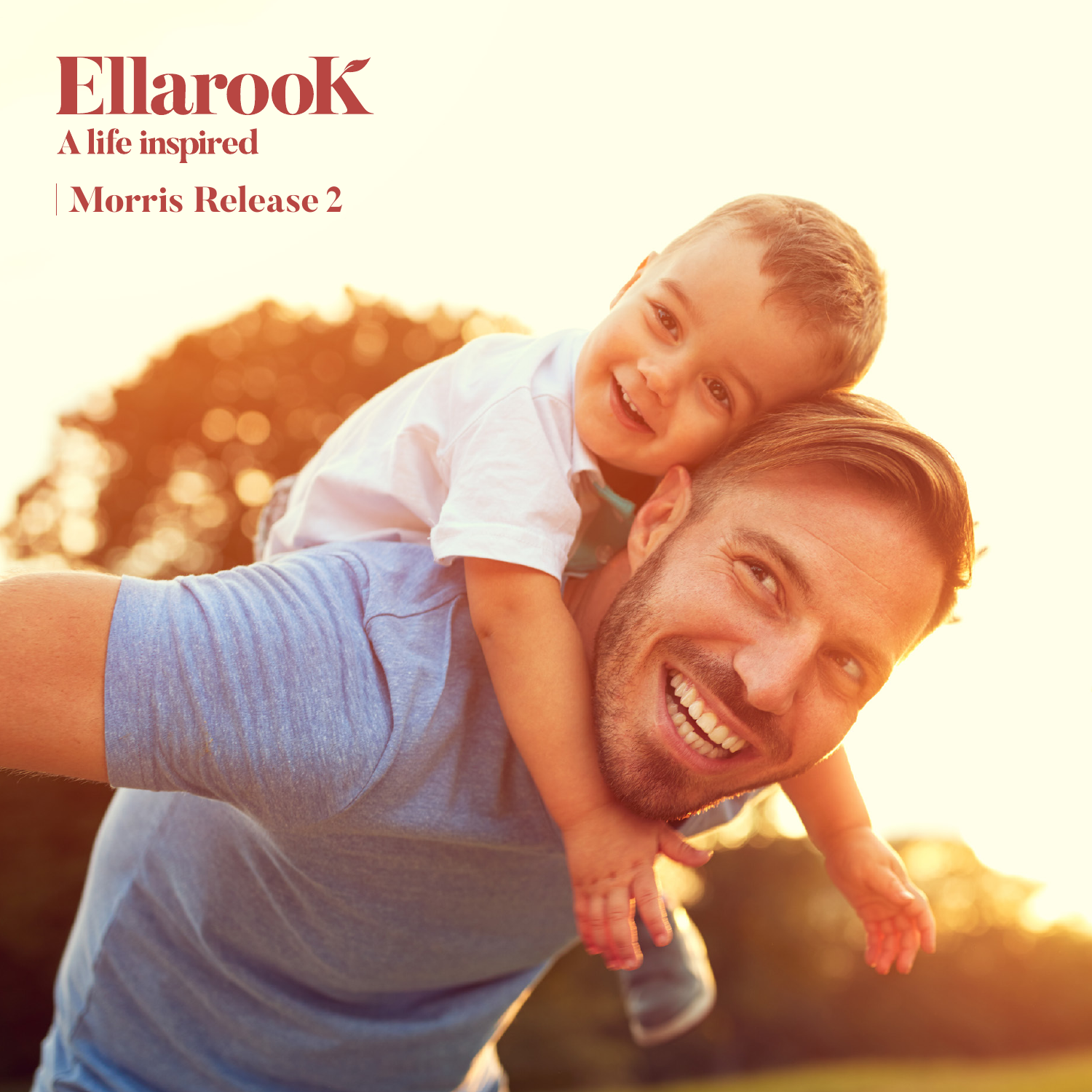# EllarooK

## A life inspired

## | Morris Release 2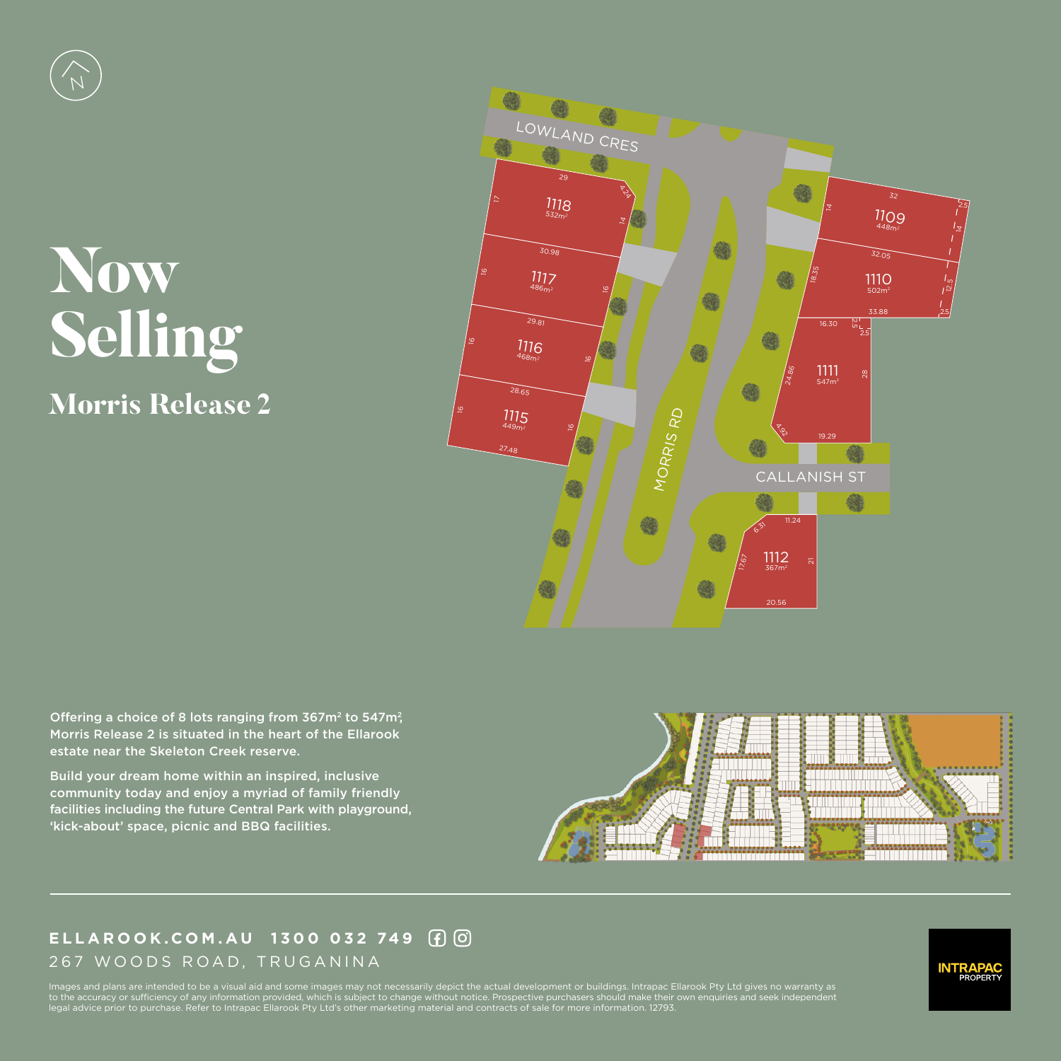# Now Selling

## Morris Release 2

LOWLAND CRES

MORRIS RD

CALLANISH ST

1118
532m²

1117
486m²

1116
468m²

1115
449m²

1109
448m²

1110
502m²

1111
547m²

1112
367m²

Offering a choice of 8 lots ranging from 367m² to 547m², Morris Release 2 is situated in the heart of the Ellarook estate near the Skeleton Creek reserve.

Build your dream home within an inspired, inclusive community today and enjoy a myriad of family friendly facilities including the future Central Park with playground, 'kick-about' space, picnic and BBQ facilities.

**ELLAROOK.COM.AU 1300 032 749**

267 WOODS ROAD, TRUGANINA

INTRAPAC PROPERTY

Images and plans are intended to be a visual aid and some images may not necessarily depict the actual development or buildings. Intrapac Ellarook Pty Ltd gives no warranty as to the accuracy or sufficiency of any information provided, which is subject to change without notice. Prospective purchasers should make their own enquiries and seek independent legal advice prior to purchase. Refer to Intrapac Ellarook Pty Ltd's other marketing material and contracts of sale for more information. 12793.